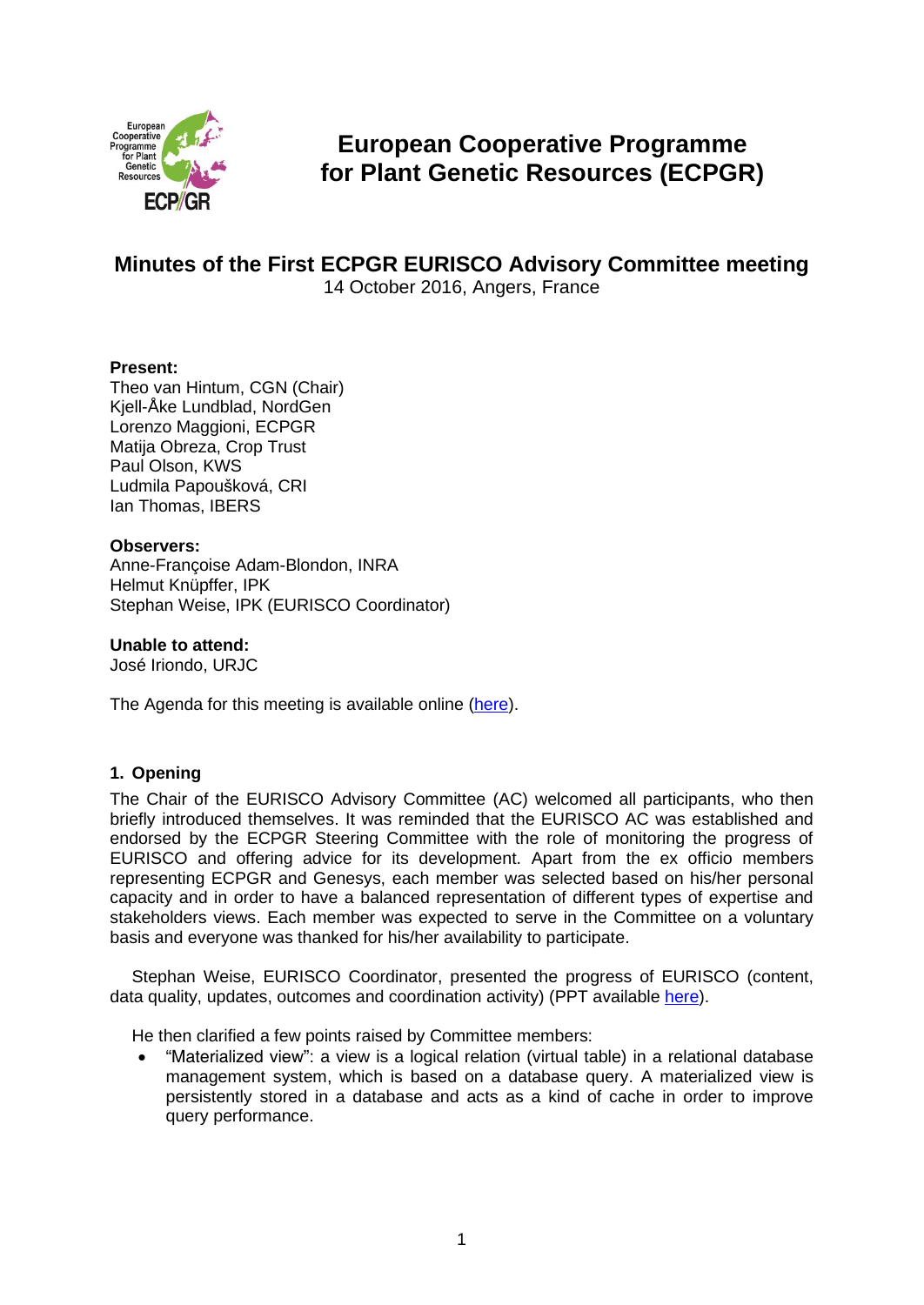# European Cooperative Programme for Plant Genetic Resources (ECPGR)

## Minutes of the First ECPGR EURISCO Advisory Committee meeting

14 October 2016, Angers, France

**Present:**
Theo van Hintum, CGN (Chair)
Kjell-Åke Lundblad, NordGen
Lorenzo Maggioni, ECPGR
Matija Obreza, Crop Trust
Paul Olson, KWS
Ludmila Papoušková, CRI
Ian Thomas, IBERS

**Observers:**
Anne-Françoise Adam-Blondon, INRA
Helmut Knüpffer, IPK
Stephan Weise, IPK (EURISCO Coordinator)

**Unable to attend:**
José Iriondo, URJC

The Agenda for this meeting is available online (here).

### 1. Opening

The Chair of the EURISCO Advisory Committee (AC) welcomed all participants, who then briefly introduced themselves. It was reminded that the EURISCO AC was established and endorsed by the ECPGR Steering Committee with the role of monitoring the progress of EURISCO and offering advice for its development. Apart from the ex officio members representing ECPGR and Genesys, each member was selected based on his/her personal capacity and in order to have a balanced representation of different types of expertise and stakeholders views. Each member was expected to serve in the Committee on a voluntary basis and everyone was thanked for his/her availability to participate.

Stephan Weise, EURISCO Coordinator, presented the progress of EURISCO (content, data quality, updates, outcomes and coordination activity) (PPT available here).

He then clarified a few points raised by Committee members:

- "Materialized view": a view is a logical relation (virtual table) in a relational database management system, which is based on a database query. A materialized view is persistently stored in a database and acts as a kind of cache in order to improve query performance.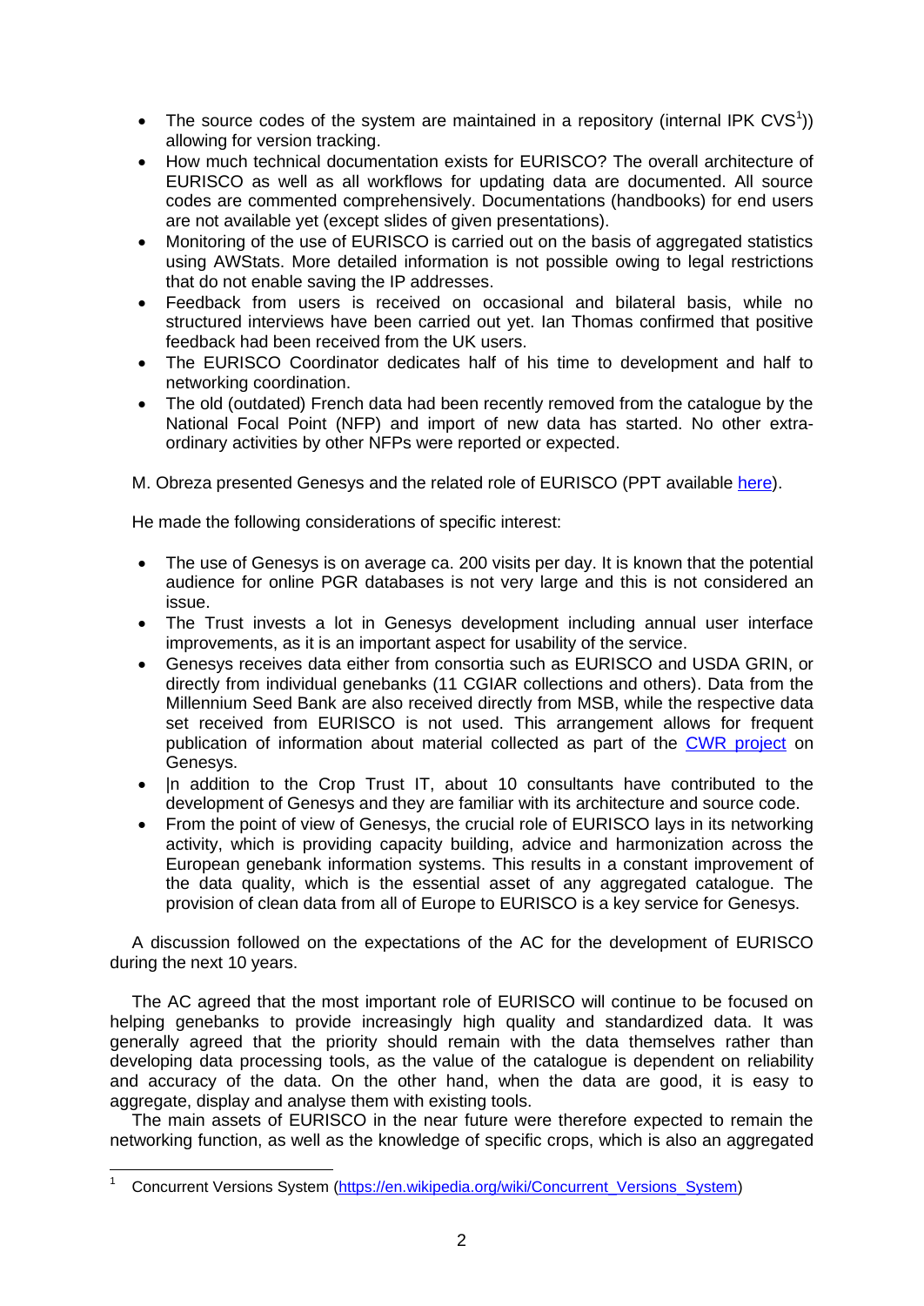- The source codes of the system are maintained in a repository (internal IPK CVS[1])) allowing for version tracking.
- How much technical documentation exists for EURISCO? The overall architecture of EURISCO as well as all workflows for updating data are documented. All source codes are commented comprehensively. Documentations (handbooks) for end users are not available yet (except slides of given presentations).
- Monitoring of the use of EURISCO is carried out on the basis of aggregated statistics using AWStats. More detailed information is not possible owing to legal restrictions that do not enable saving the IP addresses.
- Feedback from users is received on occasional and bilateral basis, while no structured interviews have been carried out yet. Ian Thomas confirmed that positive feedback had been received from the UK users.
- The EURISCO Coordinator dedicates half of his time to development and half to networking coordination.
- The old (outdated) French data had been recently removed from the catalogue by the National Focal Point (NFP) and import of new data has started. No other extra-ordinary activities by other NFPs were reported or expected.

M. Obreza presented Genesys and the related role of EURISCO (PPT available here).

He made the following considerations of specific interest:

- The use of Genesys is on average ca. 200 visits per day. It is known that the potential audience for online PGR databases is not very large and this is not considered an issue.
- The Trust invests a lot in Genesys development including annual user interface improvements, as it is an important aspect for usability of the service.
- Genesys receives data either from consortia such as EURISCO and USDA GRIN, or directly from individual genebanks (11 CGIAR collections and others). Data from the Millennium Seed Bank are also received directly from MSB, while the respective data set received from EURISCO is not used. This arrangement allows for frequent publication of information about material collected as part of the CWR project on Genesys.
- |n addition to the Crop Trust IT, about 10 consultants have contributed to the development of Genesys and they are familiar with its architecture and source code.
- From the point of view of Genesys, the crucial role of EURISCO lays in its networking activity, which is providing capacity building, advice and harmonization across the European genebank information systems. This results in a constant improvement of the data quality, which is the essential asset of any aggregated catalogue. The provision of clean data from all of Europe to EURISCO is a key service for Genesys.

A discussion followed on the expectations of the AC for the development of EURISCO during the next 10 years.

The AC agreed that the most important role of EURISCO will continue to be focused on helping genebanks to provide increasingly high quality and standardized data. It was generally agreed that the priority should remain with the data themselves rather than developing data processing tools, as the value of the catalogue is dependent on reliability and accuracy of the data. On the other hand, when the data are good, it is easy to aggregate, display and analyse them with existing tools.

The main assets of EURISCO in the near future were therefore expected to remain the networking function, as well as the knowledge of specific crops, which is also an aggregated

[1] Concurrent Versions System (https://en.wikipedia.org/wiki/Concurrent_Versions_System)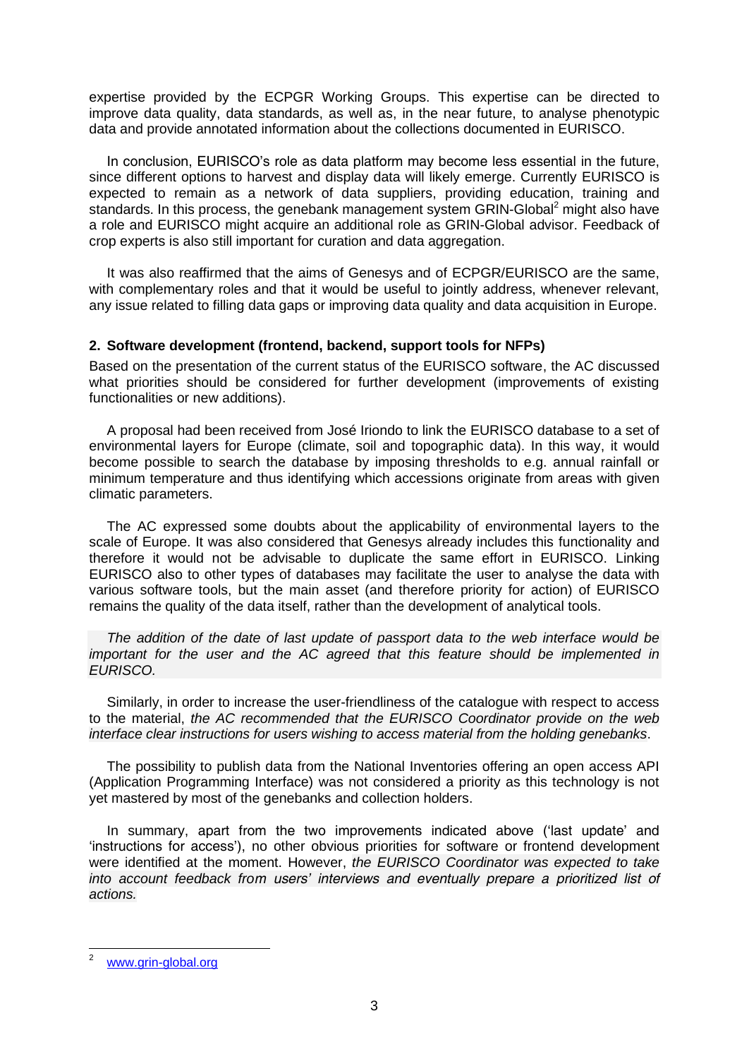expertise provided by the ECPGR Working Groups. This expertise can be directed to improve data quality, data standards, as well as, in the near future, to analyse phenotypic data and provide annotated information about the collections documented in EURISCO.

In conclusion, EURISCO's role as data platform may become less essential in the future, since different options to harvest and display data will likely emerge. Currently EURISCO is expected to remain as a network of data suppliers, providing education, training and standards. In this process, the genebank management system GRIN-Global[2] might also have a role and EURISCO might acquire an additional role as GRIN-Global advisor. Feedback of crop experts is also still important for curation and data aggregation.

It was also reaffirmed that the aims of Genesys and of ECPGR/EURISCO are the same, with complementary roles and that it would be useful to jointly address, whenever relevant, any issue related to filling data gaps or improving data quality and data acquisition in Europe.

## 2. Software development (frontend, backend, support tools for NFPs)

Based on the presentation of the current status of the EURISCO software, the AC discussed what priorities should be considered for further development (improvements of existing functionalities or new additions).

A proposal had been received from José Iriondo to link the EURISCO database to a set of environmental layers for Europe (climate, soil and topographic data). In this way, it would become possible to search the database by imposing thresholds to e.g. annual rainfall or minimum temperature and thus identifying which accessions originate from areas with given climatic parameters.

The AC expressed some doubts about the applicability of environmental layers to the scale of Europe. It was also considered that Genesys already includes this functionality and therefore it would not be advisable to duplicate the same effort in EURISCO. Linking EURISCO also to other types of databases may facilitate the user to analyse the data with various software tools, but the main asset (and therefore priority for action) of EURISCO remains the quality of the data itself, rather than the development of analytical tools.

*The addition of the date of last update of passport data to the web interface would be important for the user and the AC agreed that this feature should be implemented in EURISCO.*

Similarly, in order to increase the user-friendliness of the catalogue with respect to access to the material, *the AC recommended that the EURISCO Coordinator provide on the web interface clear instructions for users wishing to access material from the holding genebanks*.

The possibility to publish data from the National Inventories offering an open access API (Application Programming Interface) was not considered a priority as this technology is not yet mastered by most of the genebanks and collection holders.

In summary, apart from the two improvements indicated above ('last update' and 'instructions for access'), no other obvious priorities for software or frontend development were identified at the moment. However, *the EURISCO Coordinator was expected to take into account feedback from users' interviews and eventually prepare a prioritized list of actions.*

---

[2] www.grin-global.org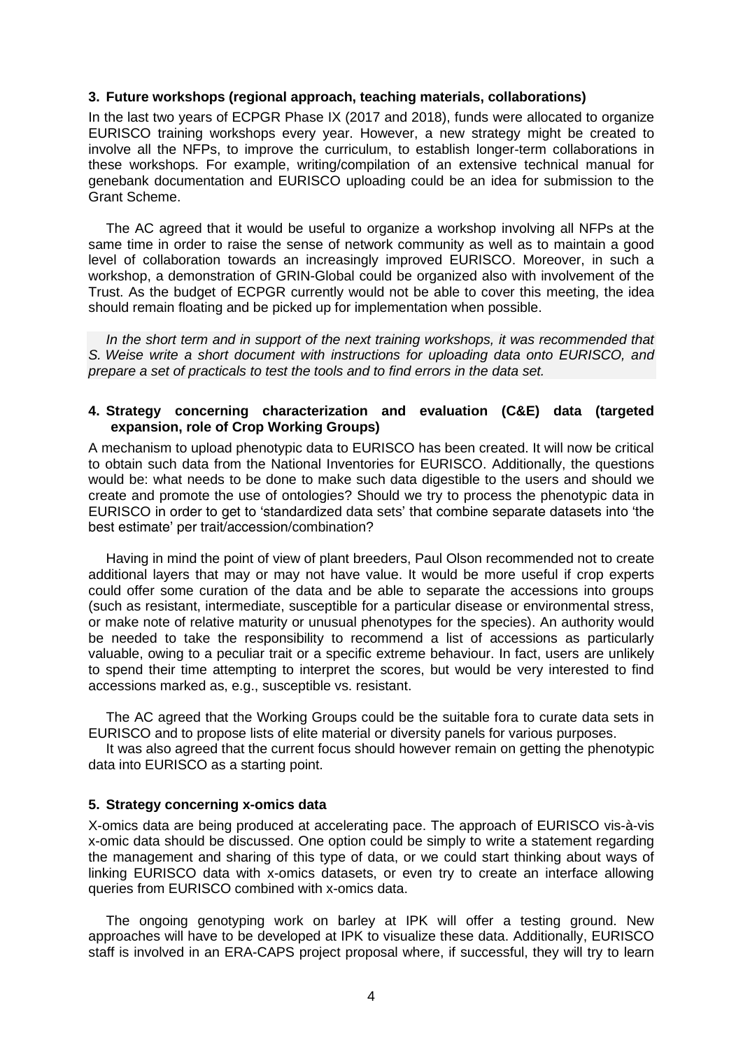### 3. Future workshops (regional approach, teaching materials, collaborations)

In the last two years of ECPGR Phase IX (2017 and 2018), funds were allocated to organize EURISCO training workshops every year. However, a new strategy might be created to involve all the NFPs, to improve the curriculum, to establish longer-term collaborations in these workshops. For example, writing/compilation of an extensive technical manual for genebank documentation and EURISCO uploading could be an idea for submission to the Grant Scheme.

The AC agreed that it would be useful to organize a workshop involving all NFPs at the same time in order to raise the sense of network community as well as to maintain a good level of collaboration towards an increasingly improved EURISCO. Moreover, in such a workshop, a demonstration of GRIN-Global could be organized also with involvement of the Trust. As the budget of ECPGR currently would not be able to cover this meeting, the idea should remain floating and be picked up for implementation when possible.

*In the short term and in support of the next training workshops, it was recommended that S. Weise write a short document with instructions for uploading data onto EURISCO, and prepare a set of practicals to test the tools and to find errors in the data set.*

### 4. Strategy concerning characterization and evaluation (C&E) data (targeted expansion, role of Crop Working Groups)

A mechanism to upload phenotypic data to EURISCO has been created. It will now be critical to obtain such data from the National Inventories for EURISCO. Additionally, the questions would be: what needs to be done to make such data digestible to the users and should we create and promote the use of ontologies? Should we try to process the phenotypic data in EURISCO in order to get to 'standardized data sets' that combine separate datasets into 'the best estimate' per trait/accession/combination?

Having in mind the point of view of plant breeders, Paul Olson recommended not to create additional layers that may or may not have value. It would be more useful if crop experts could offer some curation of the data and be able to separate the accessions into groups (such as resistant, intermediate, susceptible for a particular disease or environmental stress, or make note of relative maturity or unusual phenotypes for the species). An authority would be needed to take the responsibility to recommend a list of accessions as particularly valuable, owing to a peculiar trait or a specific extreme behaviour. In fact, users are unlikely to spend their time attempting to interpret the scores, but would be very interested to find accessions marked as, e.g., susceptible vs. resistant.

The AC agreed that the Working Groups could be the suitable fora to curate data sets in EURISCO and to propose lists of elite material or diversity panels for various purposes.

It was also agreed that the current focus should however remain on getting the phenotypic data into EURISCO as a starting point.

### 5. Strategy concerning x-omics data

X-omics data are being produced at accelerating pace. The approach of EURISCO vis-à-vis x-omic data should be discussed. One option could be simply to write a statement regarding the management and sharing of this type of data, or we could start thinking about ways of linking EURISCO data with x-omics datasets, or even try to create an interface allowing queries from EURISCO combined with x-omics data.

The ongoing genotyping work on barley at IPK will offer a testing ground. New approaches will have to be developed at IPK to visualize these data. Additionally, EURISCO staff is involved in an ERA-CAPS project proposal where, if successful, they will try to learn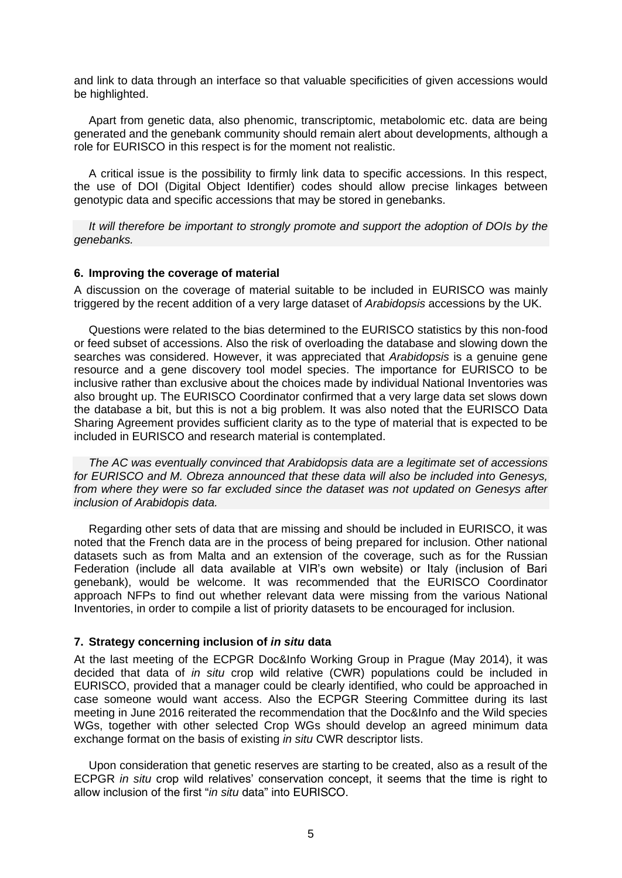and link to data through an interface so that valuable specificities of given accessions would be highlighted.

Apart from genetic data, also phenomic, transcriptomic, metabolomic etc. data are being generated and the genebank community should remain alert about developments, although a role for EURISCO in this respect is for the moment not realistic.

A critical issue is the possibility to firmly link data to specific accessions. In this respect, the use of DOI (Digital Object Identifier) codes should allow precise linkages between genotypic data and specific accessions that may be stored in genebanks.

*It will therefore be important to strongly promote and support the adoption of DOIs by the genebanks.*

### 6. Improving the coverage of material

A discussion on the coverage of material suitable to be included in EURISCO was mainly triggered by the recent addition of a very large dataset of *Arabidopsis* accessions by the UK.

Questions were related to the bias determined to the EURISCO statistics by this non-food or feed subset of accessions. Also the risk of overloading the database and slowing down the searches was considered. However, it was appreciated that *Arabidopsis* is a genuine gene resource and a gene discovery tool model species. The importance for EURISCO to be inclusive rather than exclusive about the choices made by individual National Inventories was also brought up. The EURISCO Coordinator confirmed that a very large data set slows down the database a bit, but this is not a big problem. It was also noted that the EURISCO Data Sharing Agreement provides sufficient clarity as to the type of material that is expected to be included in EURISCO and research material is contemplated.

*The AC was eventually convinced that Arabidopsis data are a legitimate set of accessions for EURISCO and M. Obreza announced that these data will also be included into Genesys, from where they were so far excluded since the dataset was not updated on Genesys after inclusion of Arabidopis data.*

Regarding other sets of data that are missing and should be included in EURISCO, it was noted that the French data are in the process of being prepared for inclusion. Other national datasets such as from Malta and an extension of the coverage, such as for the Russian Federation (include all data available at VIR's own website) or Italy (inclusion of Bari genebank), would be welcome. It was recommended that the EURISCO Coordinator approach NFPs to find out whether relevant data were missing from the various National Inventories, in order to compile a list of priority datasets to be encouraged for inclusion.

### 7. Strategy concerning inclusion of *in situ* data

At the last meeting of the ECPGR Doc&Info Working Group in Prague (May 2014), it was decided that data of *in situ* crop wild relative (CWR) populations could be included in EURISCO, provided that a manager could be clearly identified, who could be approached in case someone would want access. Also the ECPGR Steering Committee during its last meeting in June 2016 reiterated the recommendation that the Doc&Info and the Wild species WGs, together with other selected Crop WGs should develop an agreed minimum data exchange format on the basis of existing *in situ* CWR descriptor lists.

Upon consideration that genetic reserves are starting to be created, also as a result of the ECPGR *in situ* crop wild relatives' conservation concept, it seems that the time is right to allow inclusion of the first "*in situ* data" into EURISCO.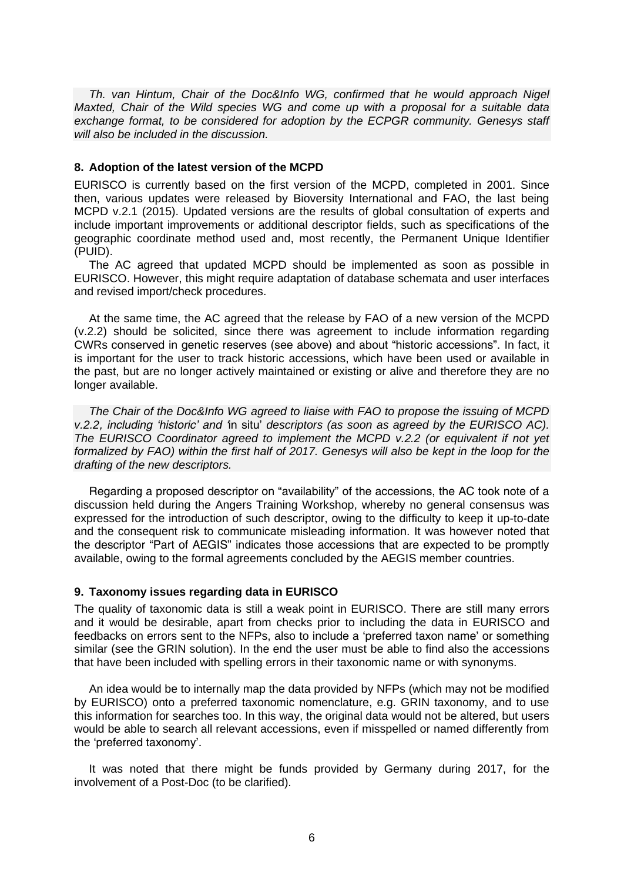*Th. van Hintum, Chair of the Doc&Info WG, confirmed that he would approach Nigel Maxted, Chair of the Wild species WG and come up with a proposal for a suitable data exchange format, to be considered for adoption by the ECPGR community. Genesys staff will also be included in the discussion.*

### 8. Adoption of the latest version of the MCPD

EURISCO is currently based on the first version of the MCPD, completed in 2001. Since then, various updates were released by Bioversity International and FAO, the last being MCPD v.2.1 (2015). Updated versions are the results of global consultation of experts and include important improvements or additional descriptor fields, such as specifications of the geographic coordinate method used and, most recently, the Permanent Unique Identifier (PUID).

The AC agreed that updated MCPD should be implemented as soon as possible in EURISCO. However, this might require adaptation of database schemata and user interfaces and revised import/check procedures.

At the same time, the AC agreed that the release by FAO of a new version of the MCPD (v.2.2) should be solicited, since there was agreement to include information regarding CWRs conserved in genetic reserves (see above) and about "historic accessions". In fact, it is important for the user to track historic accessions, which have been used or available in the past, but are no longer actively maintained or existing or alive and therefore they are no longer available.

*The Chair of the Doc&Info WG agreed to liaise with FAO to propose the issuing of MCPD v.2.2, including 'historic' and '*in situ*' descriptors (as soon as agreed by the EURISCO AC). The EURISCO Coordinator agreed to implement the MCPD v.2.2 (or equivalent if not yet formalized by FAO) within the first half of 2017. Genesys will also be kept in the loop for the drafting of the new descriptors.*

Regarding a proposed descriptor on "availability" of the accessions, the AC took note of a discussion held during the Angers Training Workshop, whereby no general consensus was expressed for the introduction of such descriptor, owing to the difficulty to keep it up-to-date and the consequent risk to communicate misleading information. It was however noted that the descriptor "Part of AEGIS" indicates those accessions that are expected to be promptly available, owing to the formal agreements concluded by the AEGIS member countries.

### 9. Taxonomy issues regarding data in EURISCO

The quality of taxonomic data is still a weak point in EURISCO. There are still many errors and it would be desirable, apart from checks prior to including the data in EURISCO and feedbacks on errors sent to the NFPs, also to include a 'preferred taxon name' or something similar (see the GRIN solution). In the end the user must be able to find also the accessions that have been included with spelling errors in their taxonomic name or with synonyms.

An idea would be to internally map the data provided by NFPs (which may not be modified by EURISCO) onto a preferred taxonomic nomenclature, e.g. GRIN taxonomy, and to use this information for searches too. In this way, the original data would not be altered, but users would be able to search all relevant accessions, even if misspelled or named differently from the 'preferred taxonomy'.

It was noted that there might be funds provided by Germany during 2017, for the involvement of a Post-Doc (to be clarified).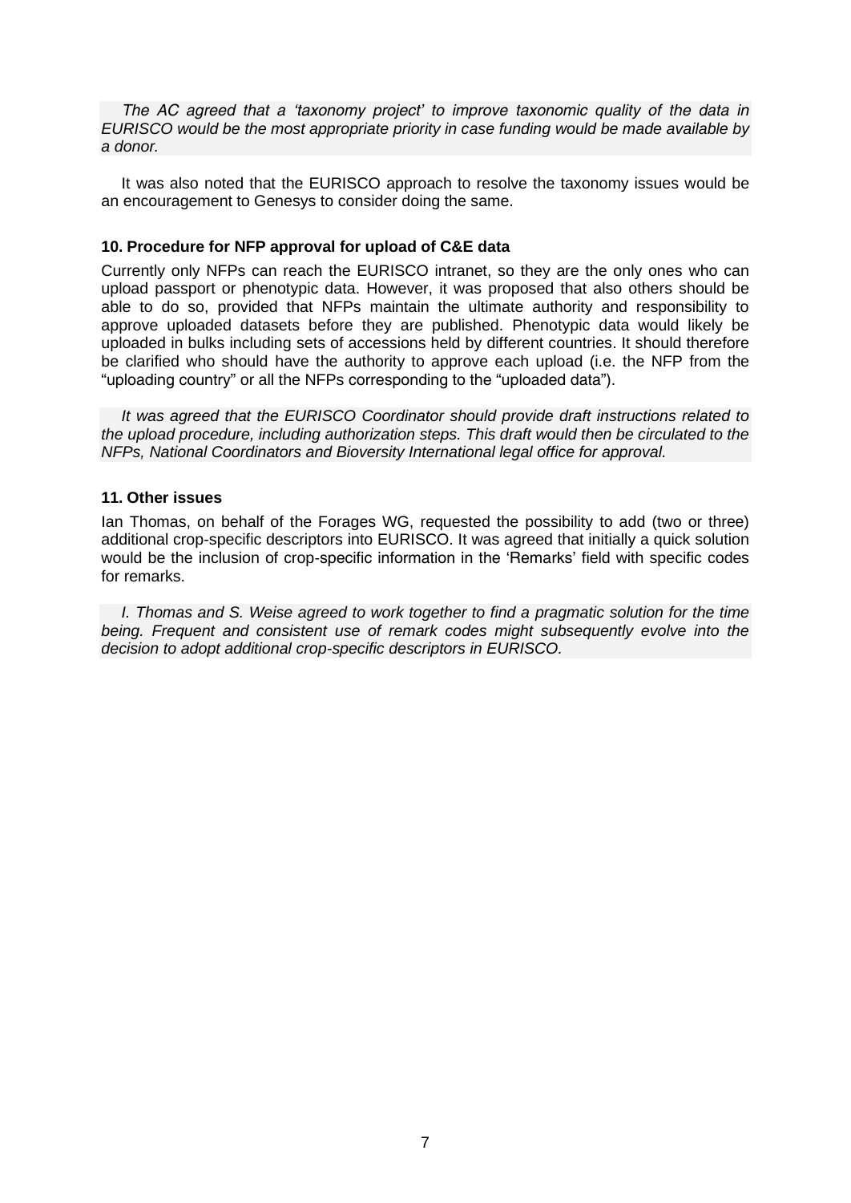*The AC agreed that a 'taxonomy project' to improve taxonomic quality of the data in EURISCO would be the most appropriate priority in case funding would be made available by a donor.*

It was also noted that the EURISCO approach to resolve the taxonomy issues would be an encouragement to Genesys to consider doing the same.

### 10. Procedure for NFP approval for upload of C&E data

Currently only NFPs can reach the EURISCO intranet, so they are the only ones who can upload passport or phenotypic data. However, it was proposed that also others should be able to do so, provided that NFPs maintain the ultimate authority and responsibility to approve uploaded datasets before they are published. Phenotypic data would likely be uploaded in bulks including sets of accessions held by different countries. It should therefore be clarified who should have the authority to approve each upload (i.e. the NFP from the "uploading country" or all the NFPs corresponding to the "uploaded data").

*It was agreed that the EURISCO Coordinator should provide draft instructions related to the upload procedure, including authorization steps. This draft would then be circulated to the NFPs, National Coordinators and Bioversity International legal office for approval.*

### 11. Other issues

Ian Thomas, on behalf of the Forages WG, requested the possibility to add (two or three) additional crop-specific descriptors into EURISCO. It was agreed that initially a quick solution would be the inclusion of crop-specific information in the 'Remarks' field with specific codes for remarks.

*I. Thomas and S. Weise agreed to work together to find a pragmatic solution for the time being. Frequent and consistent use of remark codes might subsequently evolve into the decision to adopt additional crop-specific descriptors in EURISCO.*